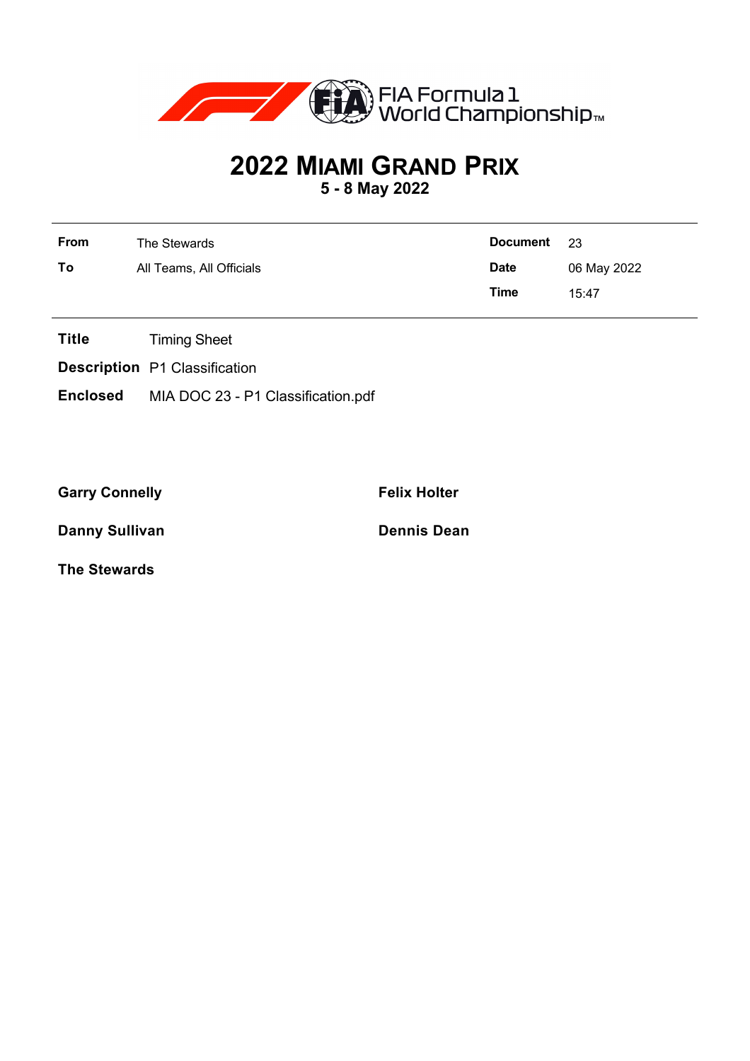FIA Formula 1 World Championship™

# 2022 MIAMI GRAND PRIX

**5 - 8 May 2022**

| | | | |
|---|---|---|---|
| **From** | The Stewards | **Document** | 23 |
| **To** | All Teams, All Officials | **Date** | 06 May 2022 |
| | | **Time** | 15:47 |

**Title** Timing Sheet

**Description** P1 Classification

**Enclosed** MIA DOC 23 - P1 Classification.pdf

**Garry Connelly**

**Felix Holter**

**Danny Sullivan**

**Dennis Dean**

**The Stewards**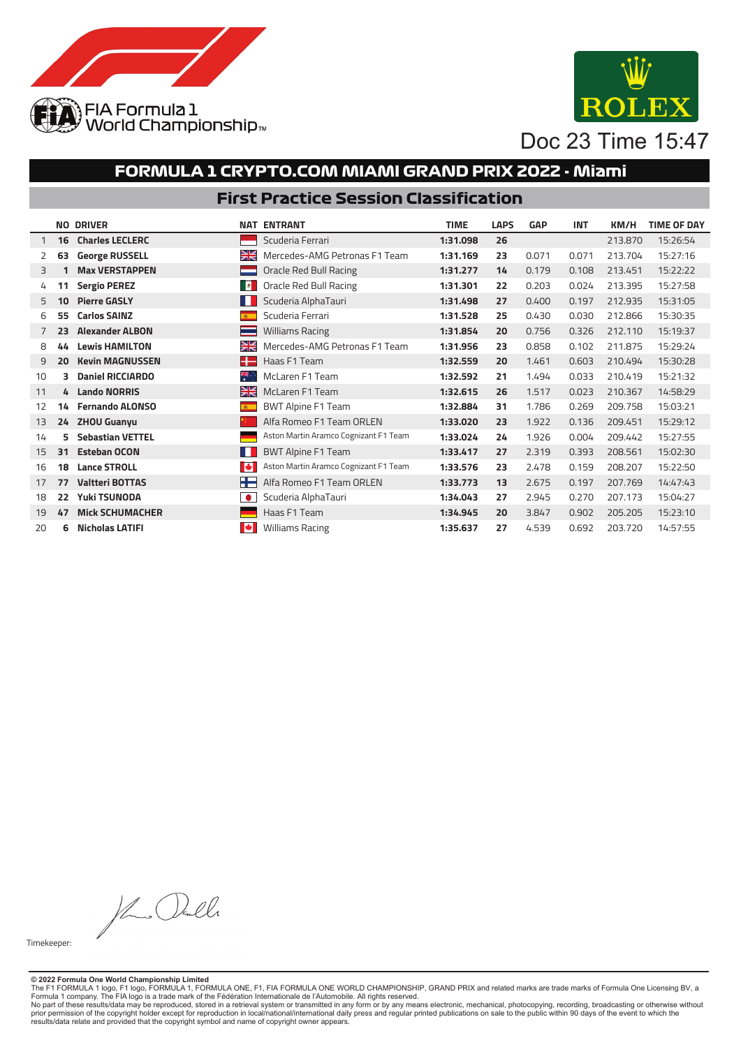FIA Formula 1 World Championship

Doc 23 Time 15:47

# FORMULA 1 CRYPTO.COM MIAMI GRAND PRIX 2022 - Miami

## First Practice Session Classification

| | NO | DRIVER | NAT | ENTRANT | TIME | LAPS | GAP | INT | KM/H | TIME OF DAY |
|---|---|---|---|---|---|---|---|---|---|---|
| 1 | 16 | Charles LECLERC | | Scuderia Ferrari | 1:31.098 | 26 | | | 213.870 | 15:26:54 |
| 2 | 63 | George RUSSELL | | Mercedes-AMG Petronas F1 Team | 1:31.169 | 23 | 0.071 | 0.071 | 213.704 | 15:27:16 |
| 3 | 1 | Max VERSTAPPEN | | Oracle Red Bull Racing | 1:31.277 | 14 | 0.179 | 0.108 | 213.451 | 15:22:22 |
| 4 | 11 | Sergio PEREZ | | Oracle Red Bull Racing | 1:31.301 | 22 | 0.203 | 0.024 | 213.395 | 15:27:58 |
| 5 | 10 | Pierre GASLY | | Scuderia AlphaTauri | 1:31.498 | 27 | 0.400 | 0.197 | 212.935 | 15:31:05 |
| 6 | 55 | Carlos SAINZ | | Scuderia Ferrari | 1:31.528 | 25 | 0.430 | 0.030 | 212.866 | 15:30:35 |
| 7 | 23 | Alexander ALBON | | Williams Racing | 1:31.854 | 20 | 0.756 | 0.326 | 212.110 | 15:19:37 |
| 8 | 44 | Lewis HAMILTON | | Mercedes-AMG Petronas F1 Team | 1:31.956 | 23 | 0.858 | 0.102 | 211.875 | 15:29:24 |
| 9 | 20 | Kevin MAGNUSSEN | | Haas F1 Team | 1:32.559 | 20 | 1.461 | 0.603 | 210.494 | 15:30:28 |
| 10 | 3 | Daniel RICCIARDO | | McLaren F1 Team | 1:32.592 | 21 | 1.494 | 0.033 | 210.419 | 15:21:32 |
| 11 | 4 | Lando NORRIS | | McLaren F1 Team | 1:32.615 | 26 | 1.517 | 0.023 | 210.367 | 14:58:29 |
| 12 | 14 | Fernando ALONSO | | BWT Alpine F1 Team | 1:32.884 | 31 | 1.786 | 0.269 | 209.758 | 15:03:21 |
| 13 | 24 | ZHOU Guanyu | | Alfa Romeo F1 Team ORLEN | 1:33.020 | 23 | 1.922 | 0.136 | 209.451 | 15:29:12 |
| 14 | 5 | Sebastian VETTEL | | Aston Martin Aramco Cognizant F1 Team | 1:33.024 | 24 | 1.926 | 0.004 | 209.442 | 15:27:55 |
| 15 | 31 | Esteban OCON | | BWT Alpine F1 Team | 1:33.417 | 27 | 2.319 | 0.393 | 208.561 | 15:02:30 |
| 16 | 18 | Lance STROLL | | Aston Martin Aramco Cognizant F1 Team | 1:33.576 | 23 | 2.478 | 0.159 | 208.207 | 15:22:50 |
| 17 | 77 | Valtteri BOTTAS | | Alfa Romeo F1 Team ORLEN | 1:33.773 | 13 | 2.675 | 0.197 | 207.769 | 14:47:43 |
| 18 | 22 | Yuki TSUNODA | | Scuderia AlphaTauri | 1:34.043 | 27 | 2.945 | 0.270 | 207.173 | 15:04:27 |
| 19 | 47 | Mick SCHUMACHER | | Haas F1 Team | 1:34.945 | 20 | 3.847 | 0.902 | 205.205 | 15:23:10 |
| 20 | 6 | Nicholas LATIFI | | Williams Racing | 1:35.637 | 27 | 4.539 | 0.692 | 203.720 | 14:57:55 |

Timekeeper:

**© 2022 Formula One World Championship Limited**
The F1 FORMULA 1 logo, F1 logo, FORMULA 1, FORMULA ONE, F1, FIA FORMULA ONE WORLD CHAMPIONSHIP, GRAND PRIX and related marks are trade marks of Formula One Licensing BV, a Formula 1 company. The FIA logo is a trade mark of the Fédération Internationale de l'Automobile. All rights reserved.
No part of these results/data may be reproduced, stored in a retrieval system or transmitted in any form or by any means electronic, mechanical, photocopying, recording, broadcasting or otherwise without prior permission of the copyright holder except for reproduction in local/national/international daily press and regular printed publications on sale to the public within 90 days of the event to which the results/data relate and provided that the copyright symbol and name of copyright owner appears.